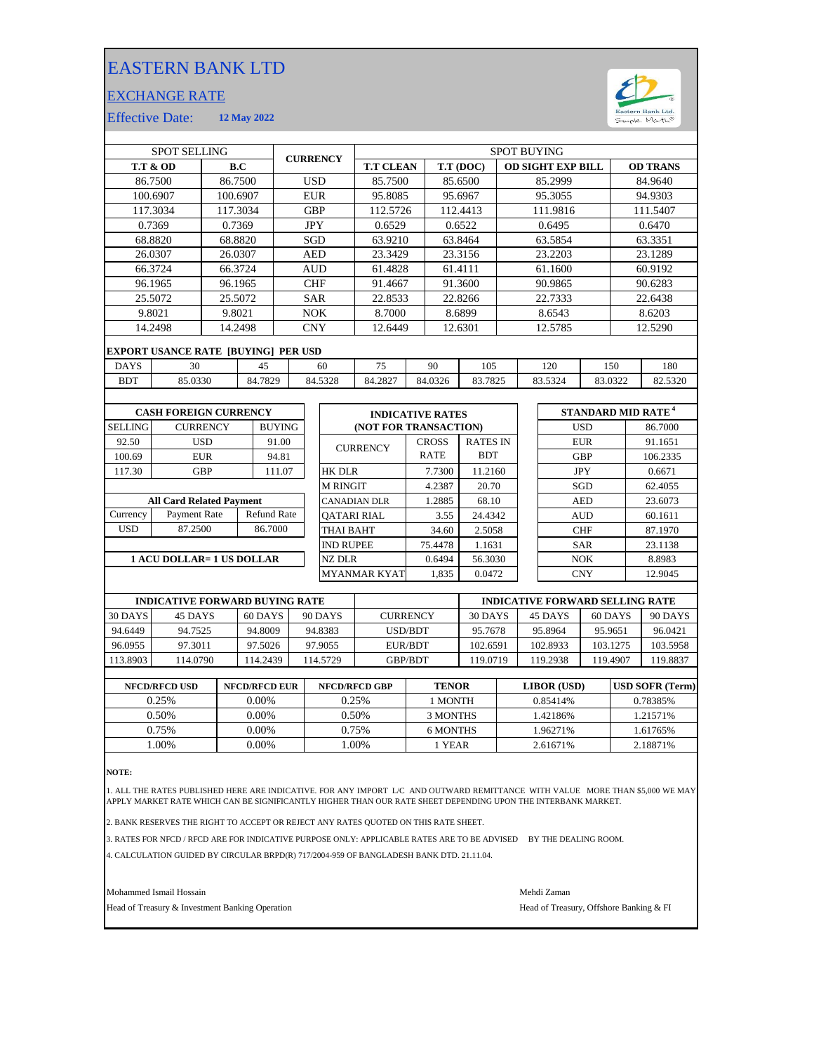# EASTERN BANK LTD

## EXCHANGE RATE

Effective Date: **12 May 2022**

| SPOT SELLING | | CURRENCY | SPOT BUYING | | | |
|---|---|---|---|---|---|---|
| **T.T & OD** | **B.C** | | **T.T CLEAN** | **T.T (DOC)** | **OD SIGHT EXP BILL** | **OD TRANS** |
| 86.7500 | 86.7500 | USD | 85.7500 | 85.6500 | 85.2999 | 84.9640 |
| 100.6907 | 100.6907 | EUR | 95.8085 | 95.6967 | 95.3055 | 94.9303 |
| 117.3034 | 117.3034 | GBP | 112.5726 | 112.4413 | 111.9816 | 111.5407 |
| 0.7369 | 0.7369 | JPY | 0.6529 | 0.6522 | 0.6495 | 0.6470 |
| 68.8820 | 68.8820 | SGD | 63.9210 | 63.8464 | 63.5854 | 63.3351 |
| 26.0307 | 26.0307 | AED | 23.3429 | 23.3156 | 23.2203 | 23.1289 |
| 66.3724 | 66.3724 | AUD | 61.4828 | 61.4111 | 61.1600 | 60.9192 |
| 96.1965 | 96.1965 | CHF | 91.4667 | 91.3600 | 90.9865 | 90.6283 |
| 25.5072 | 25.5072 | SAR | 22.8533 | 22.8266 | 22.7333 | 22.6438 |
| 9.8021 | 9.8021 | NOK | 8.7000 | 8.6899 | 8.6543 | 8.6203 |
| 14.2498 | 14.2498 | CNY | 12.6449 | 12.6301 | 12.5785 | 12.5290 |

**EXPORT USANCE RATE [BUYING] PER USD**

| DAYS | 30 | 45 | 60 | 75 | 90 | 105 | 120 | 150 | 180 |
|---|---|---|---|---|---|---|---|---|---|
| BDT | 85.0330 | 84.7829 | 84.5328 | 84.2827 | 84.0326 | 83.7825 | 83.5324 | 83.0322 | 82.5320 |

**CASH FOREIGN CURRENCY**

| SELLING | CURRENCY | BUYING |
|---|---|---|
| 92.50 | USD | 91.00 |
| 100.69 | EUR | 94.81 |
| 117.30 | GBP | 111.07 |

**All Card Related Payment**

| Currency | Payment Rate | Refund Rate |
|---|---|---|
| USD | 87.2500 | 86.7000 |

**1 ACU DOLLAR= 1 US DOLLAR**

**INDICATIVE RATES (NOT FOR TRANSACTION)**

| CURRENCY | CROSS RATE | RATES IN BDT |
|---|---|---|
| HK DLR | 7.7300 | 11.2160 |
| M RINGIT | 4.2387 | 20.70 |
| CANADIAN DLR | 1.2885 | 68.10 |
| QATARI RIAL | 3.55 | 24.4342 |
| THAI BAHT | 34.60 | 2.5058 |
| IND RUPEE | 75.4478 | 1.1631 |
| NZ DLR | 0.6494 | 56.3030 |
| MYANMAR KYAT | 1,835 | 0.0472 |

**STANDARD MID RATE [4]**

| Currency | Rate |
|---|---|
| USD | 86.7000 |
| EUR | 91.1651 |
| GBP | 106.2335 |
| JPY | 0.6671 |
| SGD | 62.4055 |
| AED | 23.6073 |
| AUD | 60.1611 |
| CHF | 87.1970 |
| SAR | 23.1138 |
| NOK | 8.8983 |
| CNY | 12.9045 |

| INDICATIVE FORWARD BUYING RATE | | | | | INDICATIVE FORWARD SELLING RATE | | | |
|---|---|---|---|---|---|---|---|---|
| 30 DAYS | 45 DAYS | 60 DAYS | 90 DAYS | CURRENCY | 30 DAYS | 45 DAYS | 60 DAYS | 90 DAYS |
| 94.6449 | 94.7525 | 94.8009 | 94.8383 | USD/BDT | 95.7678 | 95.8964 | 95.9651 | 96.0421 |
| 96.0955 | 97.3011 | 97.5026 | 97.9055 | EUR/BDT | 102.6591 | 102.8933 | 103.1275 | 103.5958 |
| 113.8903 | 114.0790 | 114.2439 | 114.5729 | GBP/BDT | 119.0719 | 119.2938 | 119.4907 | 119.8837 |

| NFCD/RFCD USD | NFCD/RFCD EUR | NFCD/RFCD GBP | TENOR | LIBOR (USD) | USD SOFR (Term) |
|---|---|---|---|---|---|
| 0.25% | 0.00% | 0.25% | 1 MONTH | 0.85414% | 0.78385% |
| 0.50% | 0.00% | 0.50% | 3 MONTHS | 1.42186% | 1.21571% |
| 0.75% | 0.00% | 0.75% | 6 MONTHS | 1.96271% | 1.61765% |
| 1.00% | 0.00% | 1.00% | 1 YEAR | 2.61671% | 2.18871% |

**NOTE:**

1. ALL THE RATES PUBLISHED HERE ARE INDICATIVE. FOR ANY IMPORT L/C AND OUTWARD REMITTANCE WITH VALUE MORE THAN $5,000 WE MAY APPLY MARKET RATE WHICH CAN BE SIGNIFICANTLY HIGHER THAN OUR RATE SHEET DEPENDING UPON THE INTERBANK MARKET.

2. BANK RESERVES THE RIGHT TO ACCEPT OR REJECT ANY RATES QUOTED ON THIS RATE SHEET.

3. RATES FOR NFCD / RFCD ARE FOR INDICATIVE PURPOSE ONLY: APPLICABLE RATES ARE TO BE ADVISED BY THE DEALING ROOM.

4. CALCULATION GUIDED BY CIRCULAR BRPD(R) 717/2004-959 OF BANGLADESH BANK DTD. 21.11.04.

Mohammed Ismail Hossain
Head of Treasury & Investment Banking Operation

Mehdi Zaman
Head of Treasury, Offshore Banking & FI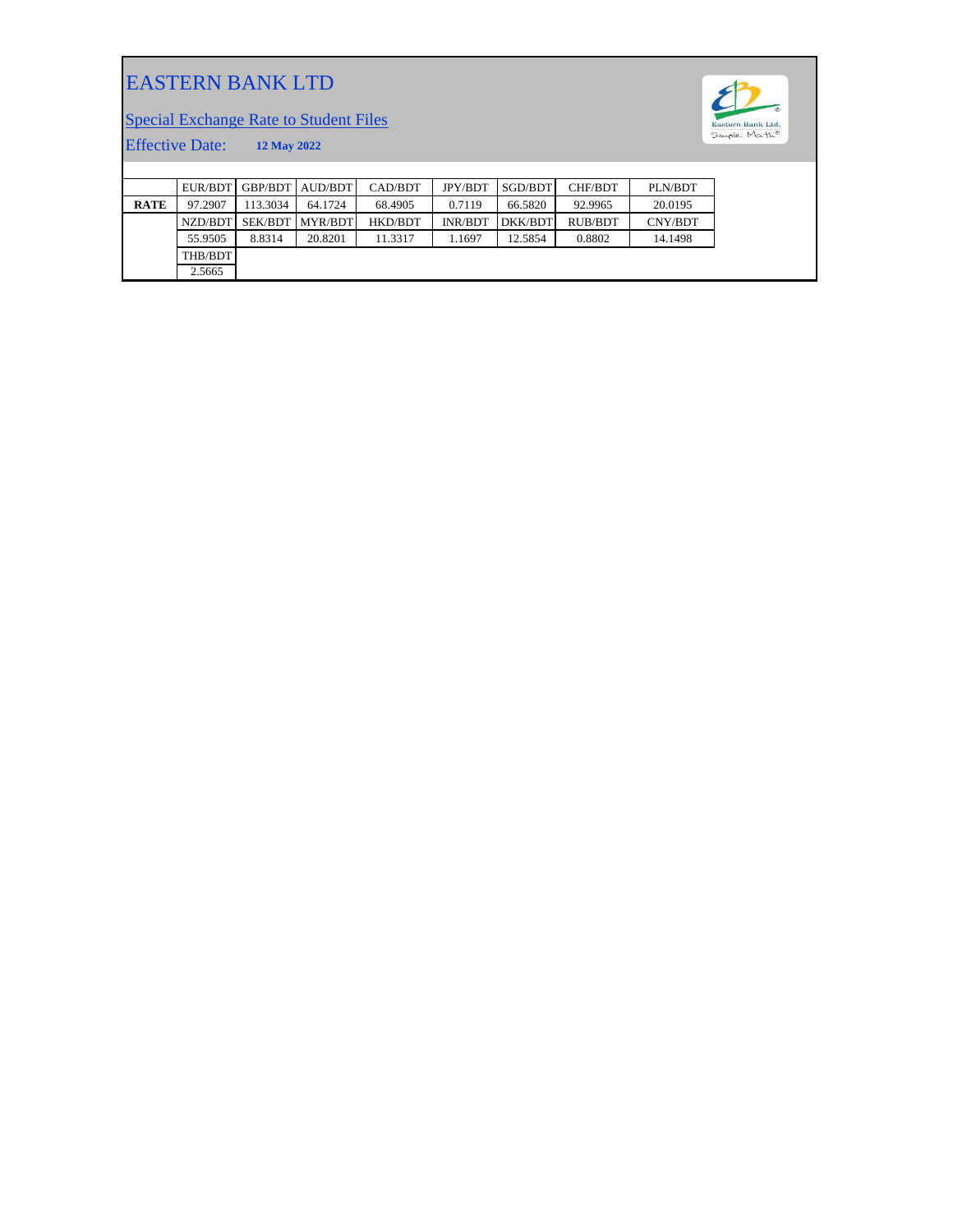# EASTERN BANK LTD

Special Exchange Rate to Student Files

Effective Date: **12 May 2022**

| | | | | | | | | |
|---|---|---|---|---|---|---|---|---|
| | EUR/BDT | GBP/BDT | AUD/BDT | CAD/BDT | JPY/BDT | SGD/BDT | CHF/BDT | PLN/BDT |
| **RATE** | 97.2907 | 113.3034 | 64.1724 | 68.4905 | 0.7119 | 66.5820 | 92.9965 | 20.0195 |
| | NZD/BDT | SEK/BDT | MYR/BDT | HKD/BDT | INR/BDT | DKK/BDT | RUB/BDT | CNY/BDT |
| | 55.9505 | 8.8314 | 20.8201 | 11.3317 | 1.1697 | 12.5854 | 0.8802 | 14.1498 |
| | THB/BDT | | | | | | | |
| | 2.5665 | | | | | | | |